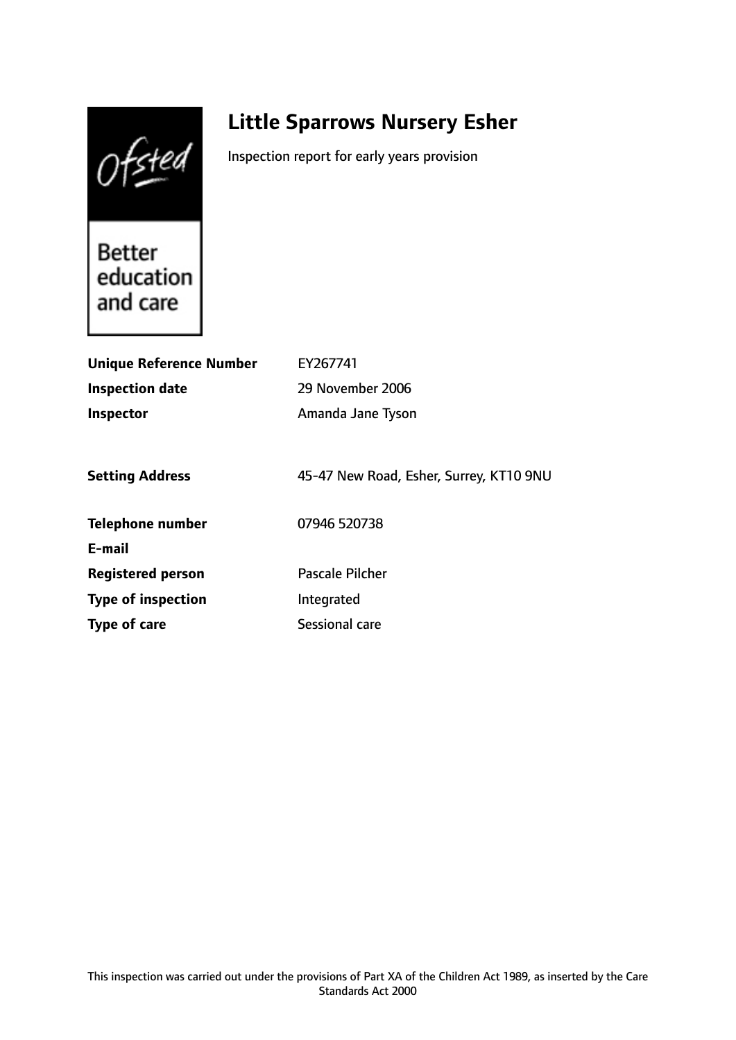Ofsted

Better education and care

# Little Sparrows Nursery Esher

Inspection report for early years provision

| | |
|---|---|
| **Unique Reference Number** | EY267741 |
| **Inspection date** | 29 November 2006 |
| **Inspector** | Amanda Jane Tyson |
| | |
| **Setting Address** | 45-47 New Road, Esher, Surrey, KT10 9NU |
| | |
| **Telephone number** | 07946 520738 |
| **E-mail** | |
| **Registered person** | Pascale Pilcher |
| **Type of inspection** | Integrated |
| **Type of care** | Sessional care |

This inspection was carried out under the provisions of Part XA of the Children Act 1989, as inserted by the Care Standards Act 2000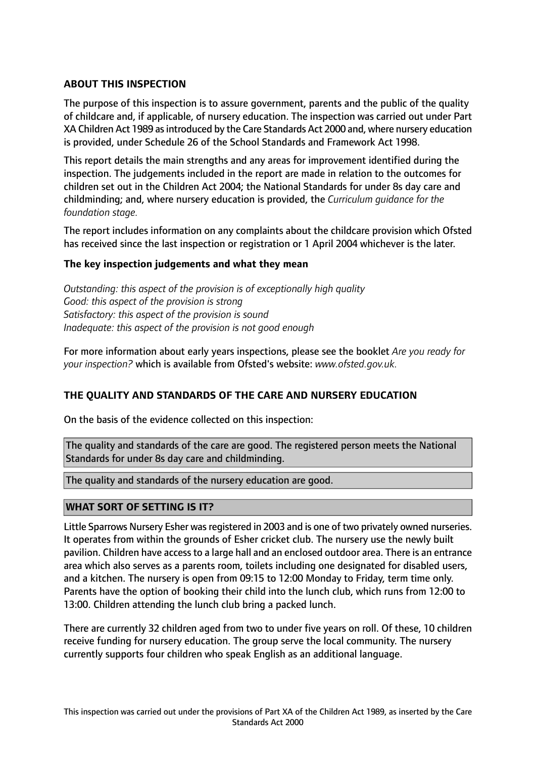## ABOUT THIS INSPECTION

The purpose of this inspection is to assure government, parents and the public of the quality of childcare and, if applicable, of nursery education. The inspection was carried out under Part XA Children Act 1989 as introduced by the Care Standards Act 2000 and, where nursery education is provided, under Schedule 26 of the School Standards and Framework Act 1998.

This report details the main strengths and any areas for improvement identified during the inspection. The judgements included in the report are made in relation to the outcomes for children set out in the Children Act 2004; the National Standards for under 8s day care and childminding; and, where nursery education is provided, the *Curriculum guidance for the foundation stage.*

The report includes information on any complaints about the childcare provision which Ofsted has received since the last inspection or registration or 1 April 2004 whichever is the later.

### The key inspection judgements and what they mean

*Outstanding: this aspect of the provision is of exceptionally high quality*
*Good: this aspect of the provision is strong*
*Satisfactory: this aspect of the provision is sound*
*Inadequate: this aspect of the provision is not good enough*

For more information about early years inspections, please see the booklet *Are you ready for your inspection?* which is available from Ofsted's website: *www.ofsted.gov.uk.*

## THE QUALITY AND STANDARDS OF THE CARE AND NURSERY EDUCATION

On the basis of the evidence collected on this inspection:

The quality and standards of the care are good. The registered person meets the National Standards for under 8s day care and childminding.

The quality and standards of the nursery education are good.

## WHAT SORT OF SETTING IS IT?

Little Sparrows Nursery Esher was registered in 2003 and is one of two privately owned nurseries. It operates from within the grounds of Esher cricket club. The nursery use the newly built pavilion. Children have access to a large hall and an enclosed outdoor area. There is an entrance area which also serves as a parents room, toilets including one designated for disabled users, and a kitchen. The nursery is open from 09:15 to 12:00 Monday to Friday, term time only. Parents have the option of booking their child into the lunch club, which runs from 12:00 to 13:00. Children attending the lunch club bring a packed lunch.

There are currently 32 children aged from two to under five years on roll. Of these, 10 children receive funding for nursery education. The group serve the local community. The nursery currently supports four children who speak English as an additional language.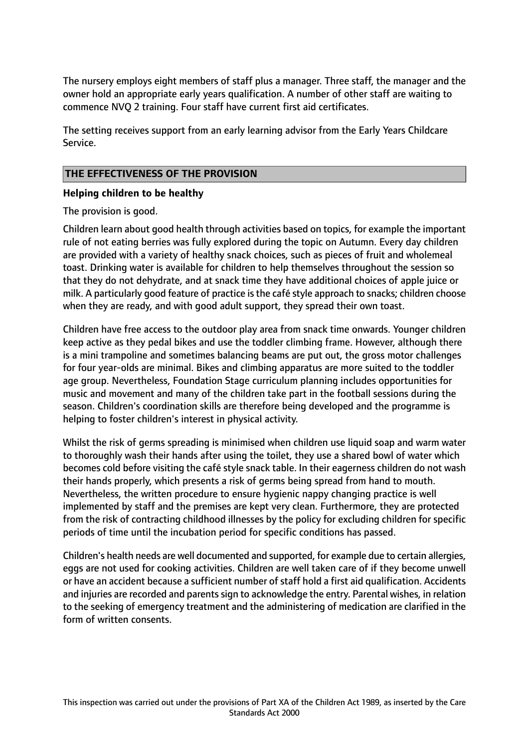The nursery employs eight members of staff plus a manager. Three staff, the manager and the owner hold an appropriate early years qualification. A number of other staff are waiting to commence NVQ 2 training. Four staff have current first aid certificates.

The setting receives support from an early learning advisor from the Early Years Childcare Service.

## THE EFFECTIVENESS OF THE PROVISION

### Helping children to be healthy

The provision is good.

Children learn about good health through activities based on topics, for example the important rule of not eating berries was fully explored during the topic on Autumn. Every day children are provided with a variety of healthy snack choices, such as pieces of fruit and wholemeal toast. Drinking water is available for children to help themselves throughout the session so that they do not dehydrate, and at snack time they have additional choices of apple juice or milk. A particularly good feature of practice is the café style approach to snacks; children choose when they are ready, and with good adult support, they spread their own toast.

Children have free access to the outdoor play area from snack time onwards. Younger children keep active as they pedal bikes and use the toddler climbing frame. However, although there is a mini trampoline and sometimes balancing beams are put out, the gross motor challenges for four year-olds are minimal. Bikes and climbing apparatus are more suited to the toddler age group. Nevertheless, Foundation Stage curriculum planning includes opportunities for music and movement and many of the children take part in the football sessions during the season. Children's coordination skills are therefore being developed and the programme is helping to foster children's interest in physical activity.

Whilst the risk of germs spreading is minimised when children use liquid soap and warm water to thoroughly wash their hands after using the toilet, they use a shared bowl of water which becomes cold before visiting the café style snack table. In their eagerness children do not wash their hands properly, which presents a risk of germs being spread from hand to mouth. Nevertheless, the written procedure to ensure hygienic nappy changing practice is well implemented by staff and the premises are kept very clean. Furthermore, they are protected from the risk of contracting childhood illnesses by the policy for excluding children for specific periods of time until the incubation period for specific conditions has passed.

Children's health needs are well documented and supported, for example due to certain allergies, eggs are not used for cooking activities. Children are well taken care of if they become unwell or have an accident because a sufficient number of staff hold a first aid qualification. Accidents and injuries are recorded and parents sign to acknowledge the entry. Parental wishes, in relation to the seeking of emergency treatment and the administering of medication are clarified in the form of written consents.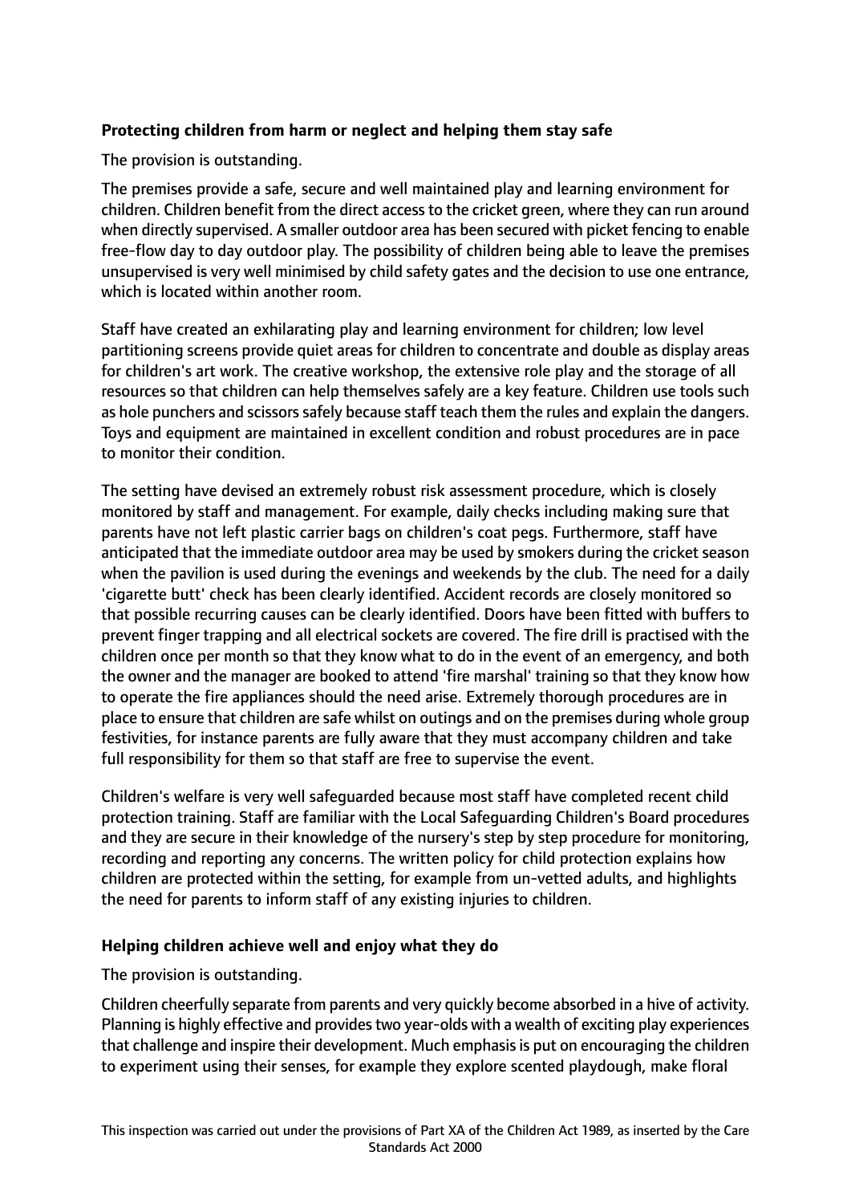**Protecting children from harm or neglect and helping them stay safe**

The provision is outstanding.

The premises provide a safe, secure and well maintained play and learning environment for children. Children benefit from the direct access to the cricket green, where they can run around when directly supervised. A smaller outdoor area has been secured with picket fencing to enable free-flow day to day outdoor play. The possibility of children being able to leave the premises unsupervised is very well minimised by child safety gates and the decision to use one entrance, which is located within another room.

Staff have created an exhilarating play and learning environment for children; low level partitioning screens provide quiet areas for children to concentrate and double as display areas for children's art work. The creative workshop, the extensive role play and the storage of all resources so that children can help themselves safely are a key feature. Children use tools such as hole punchers and scissors safely because staff teach them the rules and explain the dangers. Toys and equipment are maintained in excellent condition and robust procedures are in pace to monitor their condition.

The setting have devised an extremely robust risk assessment procedure, which is closely monitored by staff and management. For example, daily checks including making sure that parents have not left plastic carrier bags on children's coat pegs. Furthermore, staff have anticipated that the immediate outdoor area may be used by smokers during the cricket season when the pavilion is used during the evenings and weekends by the club. The need for a daily 'cigarette butt' check has been clearly identified. Accident records are closely monitored so that possible recurring causes can be clearly identified. Doors have been fitted with buffers to prevent finger trapping and all electrical sockets are covered. The fire drill is practised with the children once per month so that they know what to do in the event of an emergency, and both the owner and the manager are booked to attend 'fire marshal' training so that they know how to operate the fire appliances should the need arise. Extremely thorough procedures are in place to ensure that children are safe whilst on outings and on the premises during whole group festivities, for instance parents are fully aware that they must accompany children and take full responsibility for them so that staff are free to supervise the event.

Children's welfare is very well safeguarded because most staff have completed recent child protection training. Staff are familiar with the Local Safeguarding Children's Board procedures and they are secure in their knowledge of the nursery's step by step procedure for monitoring, recording and reporting any concerns. The written policy for child protection explains how children are protected within the setting, for example from un-vetted adults, and highlights the need for parents to inform staff of any existing injuries to children.

**Helping children achieve well and enjoy what they do**

The provision is outstanding.

Children cheerfully separate from parents and very quickly become absorbed in a hive of activity. Planning is highly effective and provides two year-olds with a wealth of exciting play experiences that challenge and inspire their development. Much emphasis is put on encouraging the children to experiment using their senses, for example they explore scented playdough, make floral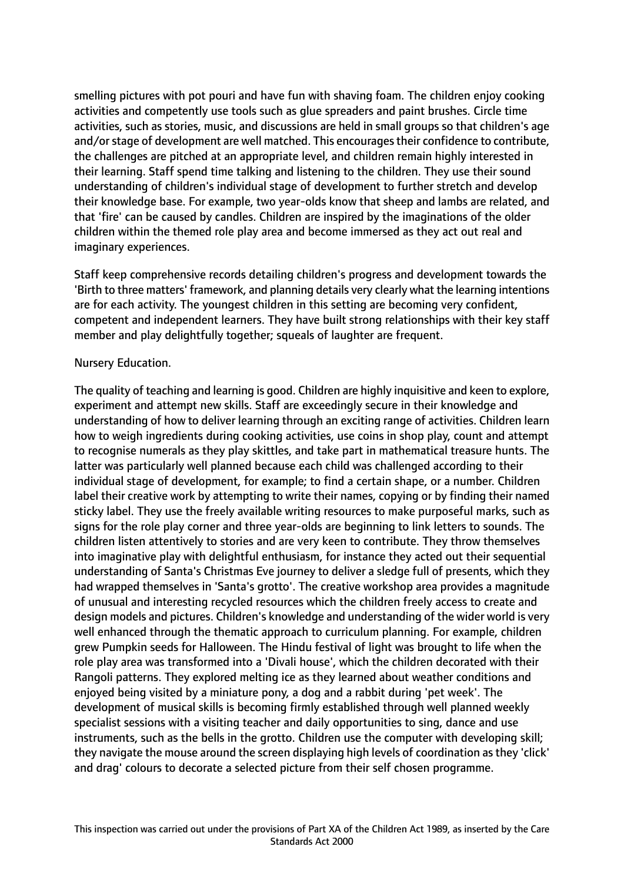smelling pictures with pot pouri and have fun with shaving foam. The children enjoy cooking activities and competently use tools such as glue spreaders and paint brushes. Circle time activities, such as stories, music, and discussions are held in small groups so that children's age and/or stage of development are well matched. This encourages their confidence to contribute, the challenges are pitched at an appropriate level, and children remain highly interested in their learning. Staff spend time talking and listening to the children. They use their sound understanding of children's individual stage of development to further stretch and develop their knowledge base. For example, two year-olds know that sheep and lambs are related, and that 'fire' can be caused by candles. Children are inspired by the imaginations of the older children within the themed role play area and become immersed as they act out real and imaginary experiences.

Staff keep comprehensive records detailing children's progress and development towards the 'Birth to three matters' framework, and planning details very clearly what the learning intentions are for each activity. The youngest children in this setting are becoming very confident, competent and independent learners. They have built strong relationships with their key staff member and play delightfully together; squeals of laughter are frequent.

Nursery Education.

The quality of teaching and learning is good. Children are highly inquisitive and keen to explore, experiment and attempt new skills. Staff are exceedingly secure in their knowledge and understanding of how to deliver learning through an exciting range of activities. Children learn how to weigh ingredients during cooking activities, use coins in shop play, count and attempt to recognise numerals as they play skittles, and take part in mathematical treasure hunts. The latter was particularly well planned because each child was challenged according to their individual stage of development, for example; to find a certain shape, or a number. Children label their creative work by attempting to write their names, copying or by finding their named sticky label. They use the freely available writing resources to make purposeful marks, such as signs for the role play corner and three year-olds are beginning to link letters to sounds. The children listen attentively to stories and are very keen to contribute. They throw themselves into imaginative play with delightful enthusiasm, for instance they acted out their sequential understanding of Santa's Christmas Eve journey to deliver a sledge full of presents, which they had wrapped themselves in 'Santa's grotto'. The creative workshop area provides a magnitude of unusual and interesting recycled resources which the children freely access to create and design models and pictures. Children's knowledge and understanding of the wider world is very well enhanced through the thematic approach to curriculum planning. For example, children grew Pumpkin seeds for Halloween. The Hindu festival of light was brought to life when the role play area was transformed into a 'Divali house', which the children decorated with their Rangoli patterns. They explored melting ice as they learned about weather conditions and enjoyed being visited by a miniature pony, a dog and a rabbit during 'pet week'. The development of musical skills is becoming firmly established through well planned weekly specialist sessions with a visiting teacher and daily opportunities to sing, dance and use instruments, such as the bells in the grotto. Children use the computer with developing skill; they navigate the mouse around the screen displaying high levels of coordination as they 'click' and drag' colours to decorate a selected picture from their self chosen programme.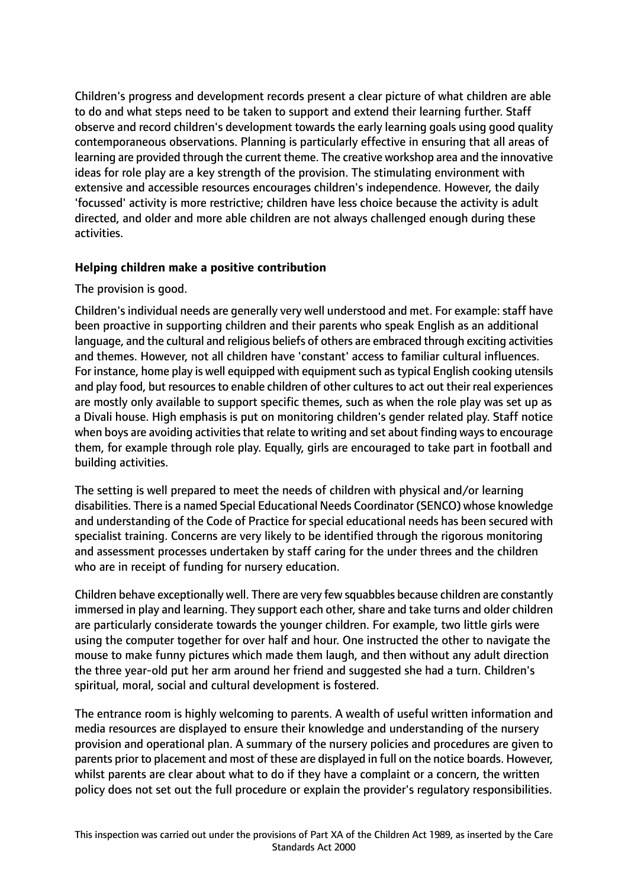Children's progress and development records present a clear picture of what children are able to do and what steps need to be taken to support and extend their learning further. Staff observe and record children's development towards the early learning goals using good quality contemporaneous observations. Planning is particularly effective in ensuring that all areas of learning are provided through the current theme. The creative workshop area and the innovative ideas for role play are a key strength of the provision. The stimulating environment with extensive and accessible resources encourages children's independence. However, the daily 'focussed' activity is more restrictive; children have less choice because the activity is adult directed, and older and more able children are not always challenged enough during these activities.

**Helping children make a positive contribution**

The provision is good.

Children's individual needs are generally very well understood and met. For example: staff have been proactive in supporting children and their parents who speak English as an additional language, and the cultural and religious beliefs of others are embraced through exciting activities and themes. However, not all children have 'constant' access to familiar cultural influences. For instance, home play is well equipped with equipment such as typical English cooking utensils and play food, but resources to enable children of other cultures to act out their real experiences are mostly only available to support specific themes, such as when the role play was set up as a Divali house. High emphasis is put on monitoring children's gender related play. Staff notice when boys are avoiding activities that relate to writing and set about finding ways to encourage them, for example through role play. Equally, girls are encouraged to take part in football and building activities.

The setting is well prepared to meet the needs of children with physical and/or learning disabilities. There is a named Special Educational Needs Coordinator (SENCO) whose knowledge and understanding of the Code of Practice for special educational needs has been secured with specialist training. Concerns are very likely to be identified through the rigorous monitoring and assessment processes undertaken by staff caring for the under threes and the children who are in receipt of funding for nursery education.

Children behave exceptionally well. There are very few squabbles because children are constantly immersed in play and learning. They support each other, share and take turns and older children are particularly considerate towards the younger children. For example, two little girls were using the computer together for over half and hour. One instructed the other to navigate the mouse to make funny pictures which made them laugh, and then without any adult direction the three year-old put her arm around her friend and suggested she had a turn. Children's spiritual, moral, social and cultural development is fostered.

The entrance room is highly welcoming to parents. A wealth of useful written information and media resources are displayed to ensure their knowledge and understanding of the nursery provision and operational plan. A summary of the nursery policies and procedures are given to parents prior to placement and most of these are displayed in full on the notice boards. However, whilst parents are clear about what to do if they have a complaint or a concern, the written policy does not set out the full procedure or explain the provider's regulatory responsibilities.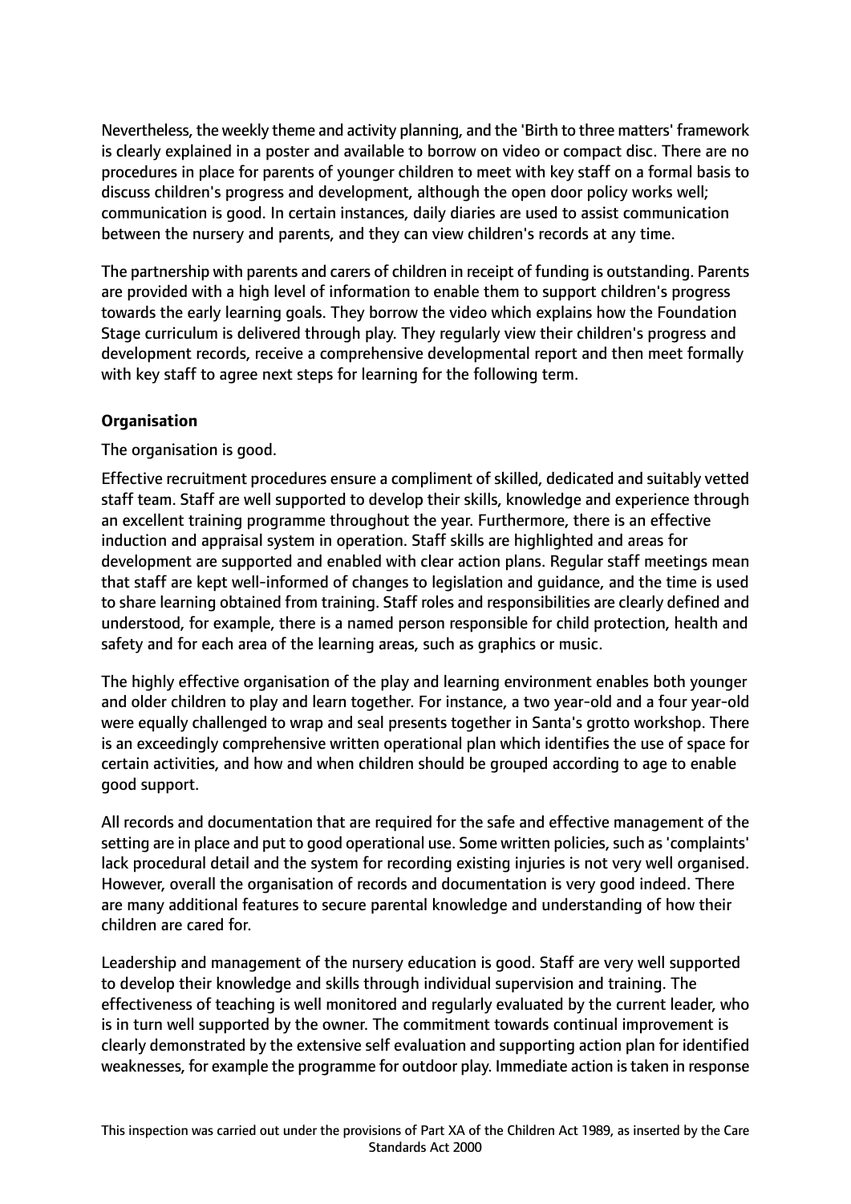Nevertheless, the weekly theme and activity planning, and the 'Birth to three matters' framework is clearly explained in a poster and available to borrow on video or compact disc. There are no procedures in place for parents of younger children to meet with key staff on a formal basis to discuss children's progress and development, although the open door policy works well; communication is good. In certain instances, daily diaries are used to assist communication between the nursery and parents, and they can view children's records at any time.

The partnership with parents and carers of children in receipt of funding is outstanding. Parents are provided with a high level of information to enable them to support children's progress towards the early learning goals. They borrow the video which explains how the Foundation Stage curriculum is delivered through play. They regularly view their children's progress and development records, receive a comprehensive developmental report and then meet formally with key staff to agree next steps for learning for the following term.

**Organisation**

The organisation is good.

Effective recruitment procedures ensure a compliment of skilled, dedicated and suitably vetted staff team. Staff are well supported to develop their skills, knowledge and experience through an excellent training programme throughout the year. Furthermore, there is an effective induction and appraisal system in operation. Staff skills are highlighted and areas for development are supported and enabled with clear action plans. Regular staff meetings mean that staff are kept well-informed of changes to legislation and guidance, and the time is used to share learning obtained from training. Staff roles and responsibilities are clearly defined and understood, for example, there is a named person responsible for child protection, health and safety and for each area of the learning areas, such as graphics or music.

The highly effective organisation of the play and learning environment enables both younger and older children to play and learn together. For instance, a two year-old and a four year-old were equally challenged to wrap and seal presents together in Santa's grotto workshop. There is an exceedingly comprehensive written operational plan which identifies the use of space for certain activities, and how and when children should be grouped according to age to enable good support.

All records and documentation that are required for the safe and effective management of the setting are in place and put to good operational use. Some written policies, such as 'complaints' lack procedural detail and the system for recording existing injuries is not very well organised. However, overall the organisation of records and documentation is very good indeed. There are many additional features to secure parental knowledge and understanding of how their children are cared for.

Leadership and management of the nursery education is good. Staff are very well supported to develop their knowledge and skills through individual supervision and training. The effectiveness of teaching is well monitored and regularly evaluated by the current leader, who is in turn well supported by the owner. The commitment towards continual improvement is clearly demonstrated by the extensive self evaluation and supporting action plan for identified weaknesses, for example the programme for outdoor play. Immediate action is taken in response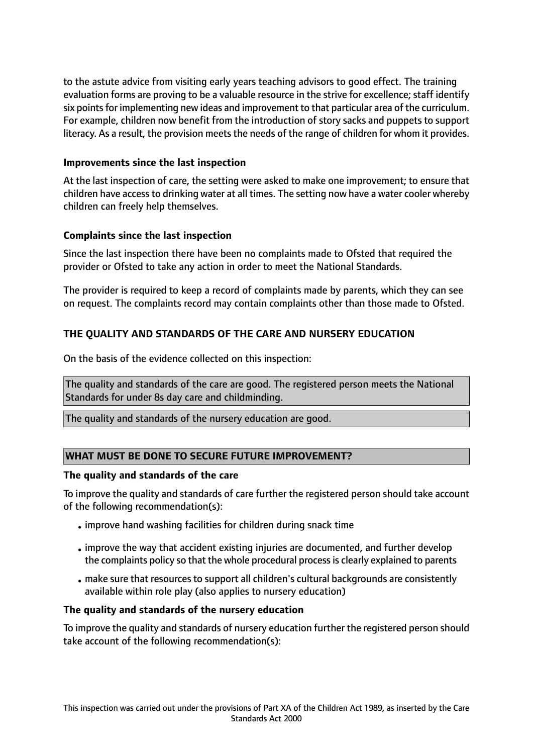to the astute advice from visiting early years teaching advisors to good effect. The training evaluation forms are proving to be a valuable resource in the strive for excellence; staff identify six points for implementing new ideas and improvement to that particular area of the curriculum. For example, children now benefit from the introduction of story sacks and puppets to support literacy. As a result, the provision meets the needs of the range of children for whom it provides.

**Improvements since the last inspection**

At the last inspection of care, the setting were asked to make one improvement; to ensure that children have access to drinking water at all times. The setting now have a water cooler whereby children can freely help themselves.

**Complaints since the last inspection**

Since the last inspection there have been no complaints made to Ofsted that required the provider or Ofsted to take any action in order to meet the National Standards.

The provider is required to keep a record of complaints made by parents, which they can see on request. The complaints record may contain complaints other than those made to Ofsted.

## THE QUALITY AND STANDARDS OF THE CARE AND NURSERY EDUCATION

On the basis of the evidence collected on this inspection:

The quality and standards of the care are good. The registered person meets the National Standards for under 8s day care and childminding.

The quality and standards of the nursery education are good.

## WHAT MUST BE DONE TO SECURE FUTURE IMPROVEMENT?

**The quality and standards of the care**

To improve the quality and standards of care further the registered person should take account of the following recommendation(s):

- improve hand washing facilities for children during snack time
- improve the way that accident existing injuries are documented, and further develop the complaints policy so that the whole procedural process is clearly explained to parents
- make sure that resources to support all children's cultural backgrounds are consistently available within role play (also applies to nursery education)

**The quality and standards of the nursery education**

To improve the quality and standards of nursery education further the registered person should take account of the following recommendation(s):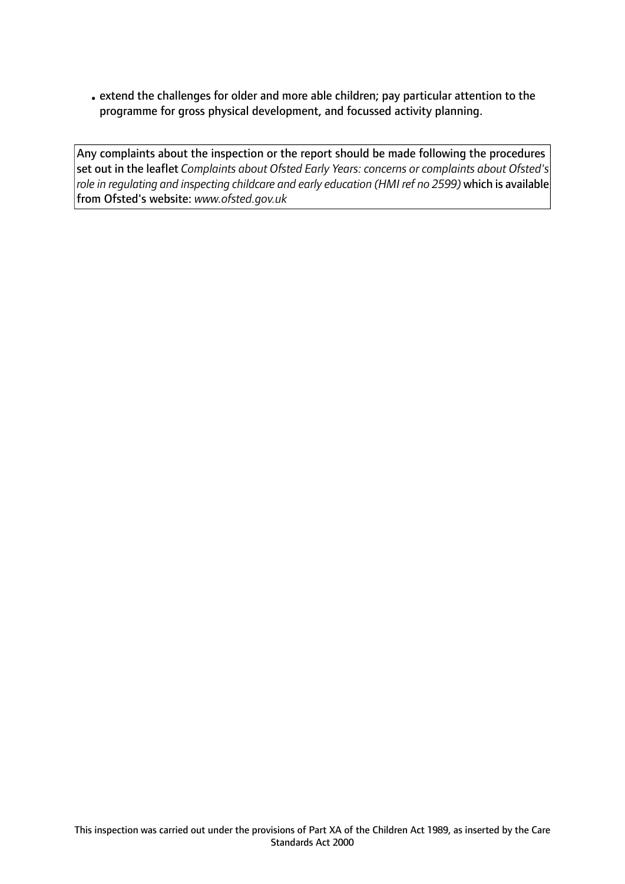- extend the challenges for older and more able children; pay particular attention to the programme for gross physical development, and focussed activity planning.

Any complaints about the inspection or the report should be made following the procedures set out in the leaflet *Complaints about Ofsted Early Years: concerns or complaints about Ofsted's role in regulating and inspecting childcare and early education (HMI ref no 2599)* which is available from Ofsted's website: *www.ofsted.gov.uk*

This inspection was carried out under the provisions of Part XA of the Children Act 1989, as inserted by the Care Standards Act 2000